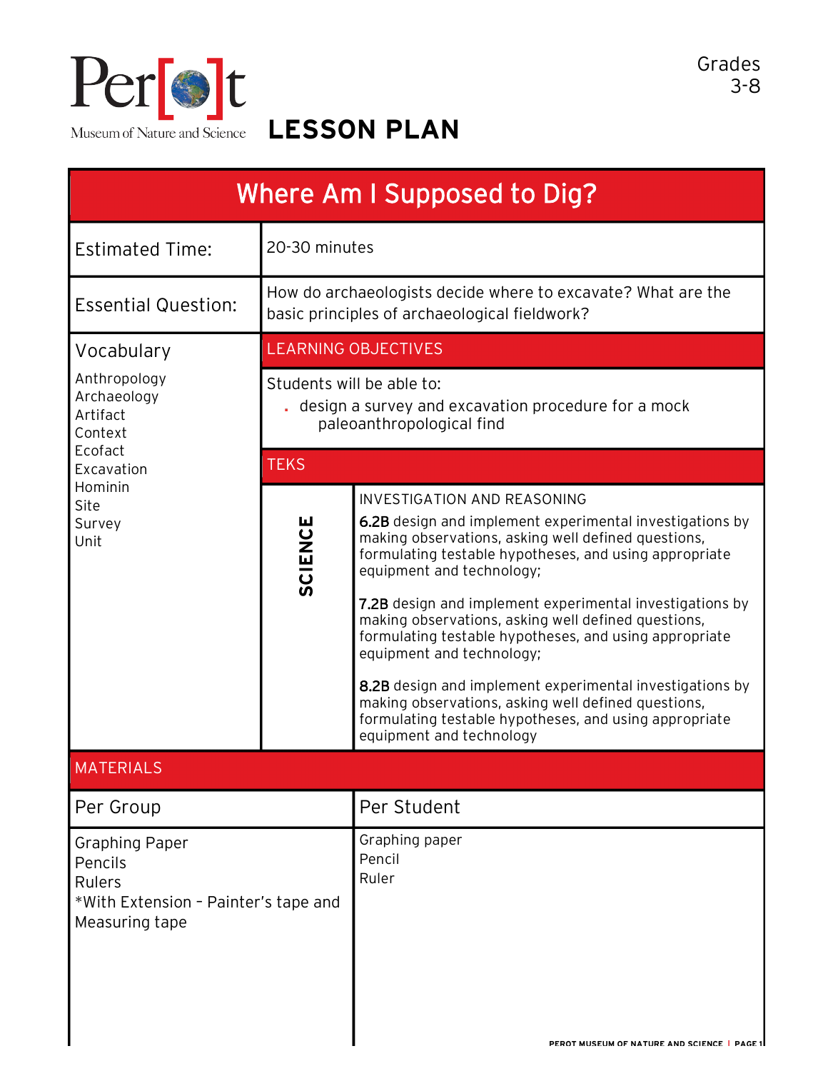Perot Museum of Nature and Science

# LESSON PLAN

Grades 3-8

## Where Am I Supposed to Dig?

| | |
|---|---|
| Estimated Time: | 20-30 minutes |
| Essential Question: | How do archaeologists decide where to excavate? What are the basic principles of archaeological fieldwork? |

### Vocabulary

Anthropology
Archaeology
Artifact
Context
Ecofact
Excavation
Hominin
Site
Survey
Unit

### LEARNING OBJECTIVES

Students will be able to:

- design a survey and excavation procedure for a mock paleoanthropological find

### TEKS

**SCIENCE**

INVESTIGATION AND REASONING

**6.2B** design and implement experimental investigations by making observations, asking well defined questions, formulating testable hypotheses, and using appropriate equipment and technology;

**7.2B** design and implement experimental investigations by making observations, asking well defined questions, formulating testable hypotheses, and using appropriate equipment and technology;

**8.2B** design and implement experimental investigations by making observations, asking well defined questions, formulating testable hypotheses, and using appropriate equipment and technology

### MATERIALS

| Per Group | Per Student |
|---|---|
| Graphing Paper<br>Pencils<br>Rulers<br>*With Extension – Painter's tape and Measuring tape | Graphing paper<br>Pencil<br>Ruler |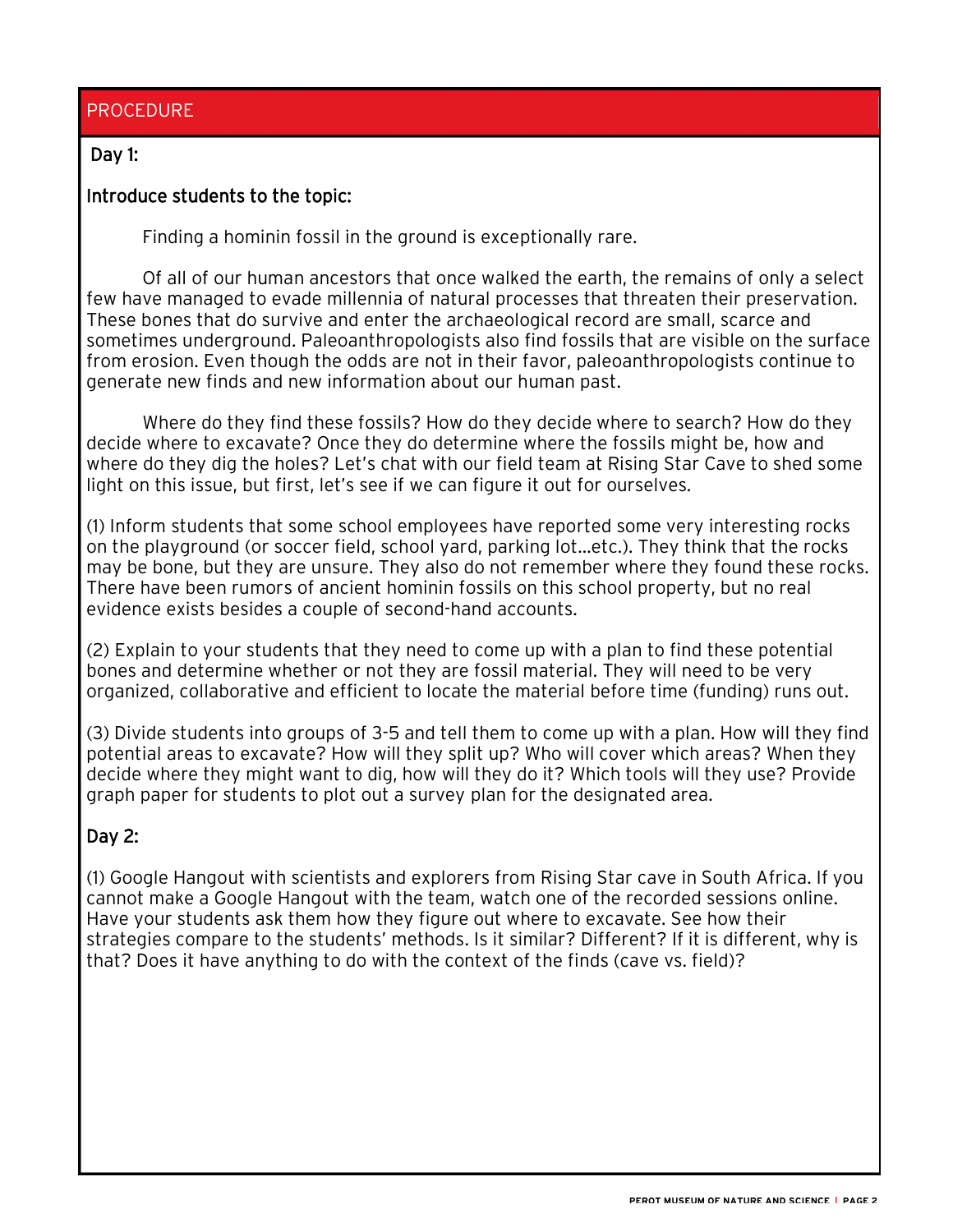## PROCEDURE

### Day 1:

### Introduce students to the topic:

Finding a hominin fossil in the ground is exceptionally rare.

Of all of our human ancestors that once walked the earth, the remains of only a select few have managed to evade millennia of natural processes that threaten their preservation. These bones that do survive and enter the archaeological record are small, scarce and sometimes underground. Paleoanthropologists also find fossils that are visible on the surface from erosion. Even though the odds are not in their favor, paleoanthropologists continue to generate new finds and new information about our human past.

Where do they find these fossils? How do they decide where to search? How do they decide where to excavate? Once they do determine where the fossils might be, how and where do they dig the holes? Let's chat with our field team at Rising Star Cave to shed some light on this issue, but first, let's see if we can figure it out for ourselves.

(1) Inform students that some school employees have reported some very interesting rocks on the playground (or soccer field, school yard, parking lot…etc.). They think that the rocks may be bone, but they are unsure. They also do not remember where they found these rocks. There have been rumors of ancient hominin fossils on this school property, but no real evidence exists besides a couple of second-hand accounts.

(2) Explain to your students that they need to come up with a plan to find these potential bones and determine whether or not they are fossil material. They will need to be very organized, collaborative and efficient to locate the material before time (funding) runs out.

(3) Divide students into groups of 3-5 and tell them to come up with a plan. How will they find potential areas to excavate? How will they split up? Who will cover which areas? When they decide where they might want to dig, how will they do it? Which tools will they use? Provide graph paper for students to plot out a survey plan for the designated area.

### Day 2:

(1) Google Hangout with scientists and explorers from Rising Star cave in South Africa. If you cannot make a Google Hangout with the team, watch one of the recorded sessions online. Have your students ask them how they figure out where to excavate. See how their strategies compare to the students' methods. Is it similar? Different? If it is different, why is that? Does it have anything to do with the context of the finds (cave vs. field)?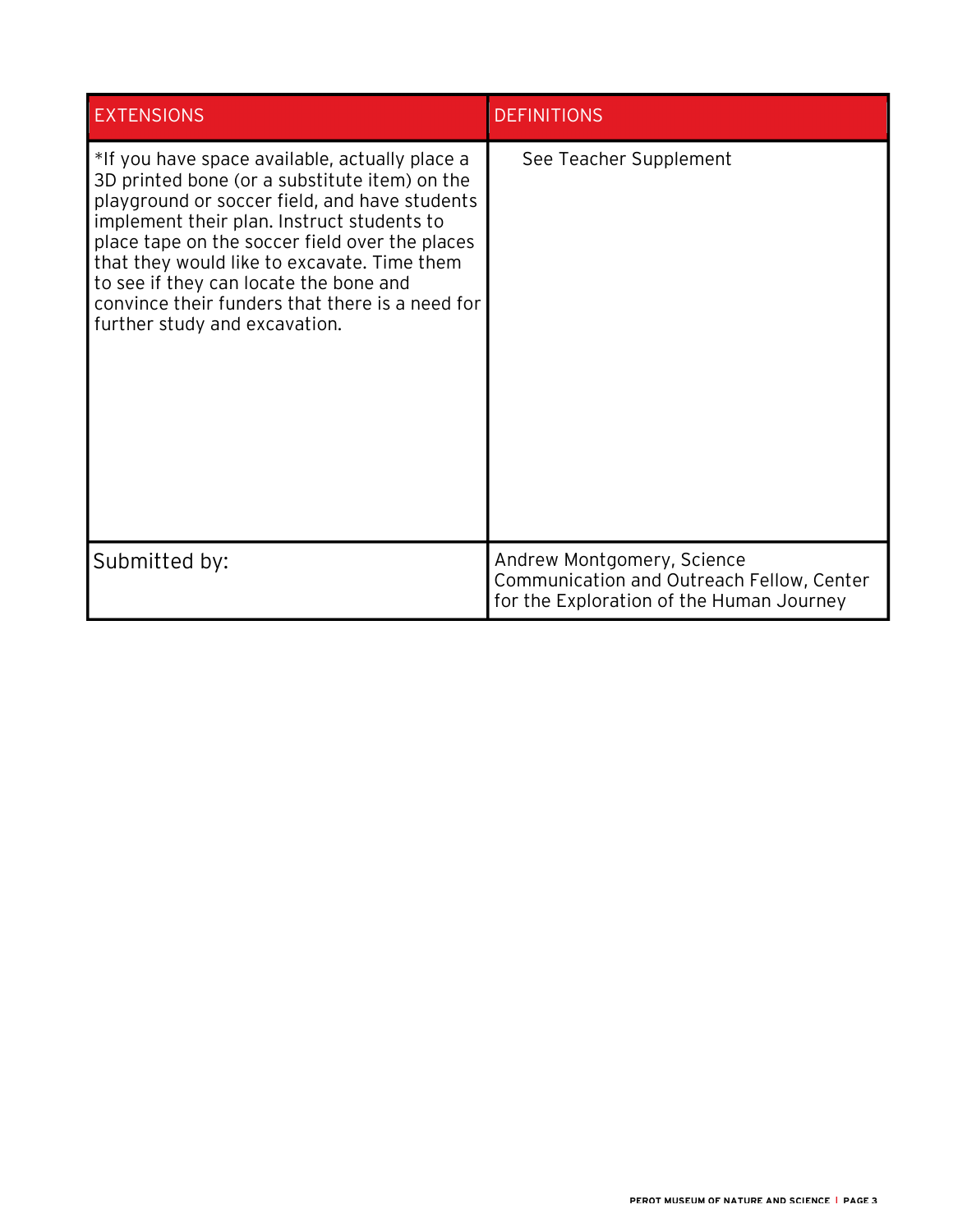| EXTENSIONS | DEFINITIONS |
| --- | --- |
| *If you have space available, actually place a 3D printed bone (or a substitute item) on the playground or soccer field, and have students implement their plan. Instruct students to place tape on the soccer field over the places that they would like to excavate. Time them to see if they can locate the bone and convince their funders that there is a need for further study and excavation. | See Teacher Supplement |
| Submitted by: | Andrew Montgomery, Science Communication and Outreach Fellow, Center for the Exploration of the Human Journey |